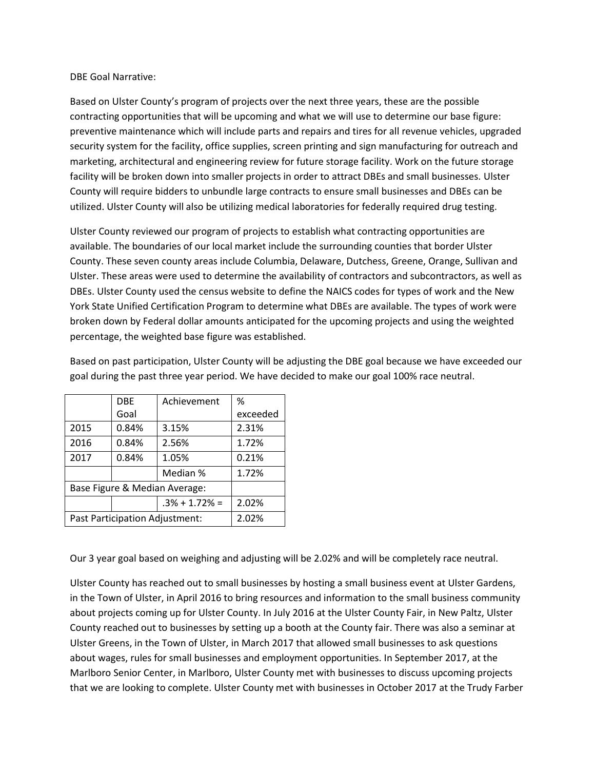DBE Goal Narrative:

Based on Ulster County's program of projects over the next three years, these are the possible contracting opportunities that will be upcoming and what we will use to determine our base figure: preventive maintenance which will include parts and repairs and tires for all revenue vehicles, upgraded security system for the facility, office supplies, screen printing and sign manufacturing for outreach and marketing, architectural and engineering review for future storage facility. Work on the future storage facility will be broken down into smaller projects in order to attract DBEs and small businesses. Ulster County will require bidders to unbundle large contracts to ensure small businesses and DBEs can be utilized. Ulster County will also be utilizing medical laboratories for federally required drug testing.

Ulster County reviewed our program of projects to establish what contracting opportunities are available. The boundaries of our local market include the surrounding counties that border Ulster County. These seven county areas include Columbia, Delaware, Dutchess, Greene, Orange, Sullivan and Ulster. These areas were used to determine the availability of contractors and subcontractors, as well as DBEs. Ulster County used the census website to define the NAICS codes for types of work and the New York State Unified Certification Program to determine what DBEs are available. The types of work were broken down by Federal dollar amounts anticipated for the upcoming projects and using the weighted percentage, the weighted base figure was established.

Based on past participation, Ulster County will be adjusting the DBE goal because we have exceeded our goal during the past three year period. We have decided to make our goal 100% race neutral.

| | DBE Goal | Achievement | % exceeded |
|---|---|---|---|
| 2015 | 0.84% | 3.15% | 2.31% |
| 2016 | 0.84% | 2.56% | 1.72% |
| 2017 | 0.84% | 1.05% | 0.21% |
| | | Median % | 1.72% |
| Base Figure & Median Average: | | | |
| | | .3% + 1.72% = | 2.02% |
| Past Participation Adjustment: | | | 2.02% |

Our 3 year goal based on weighing and adjusting will be 2.02% and will be completely race neutral.

Ulster County has reached out to small businesses by hosting a small business event at Ulster Gardens, in the Town of Ulster, in April 2016 to bring resources and information to the small business community about projects coming up for Ulster County. In July 2016 at the Ulster County Fair, in New Paltz, Ulster County reached out to businesses by setting up a booth at the County fair. There was also a seminar at Ulster Greens, in the Town of Ulster, in March 2017 that allowed small businesses to ask questions about wages, rules for small businesses and employment opportunities. In September 2017, at the Marlboro Senior Center, in Marlboro, Ulster County met with businesses to discuss upcoming projects that we are looking to complete. Ulster County met with businesses in October 2017 at the Trudy Farber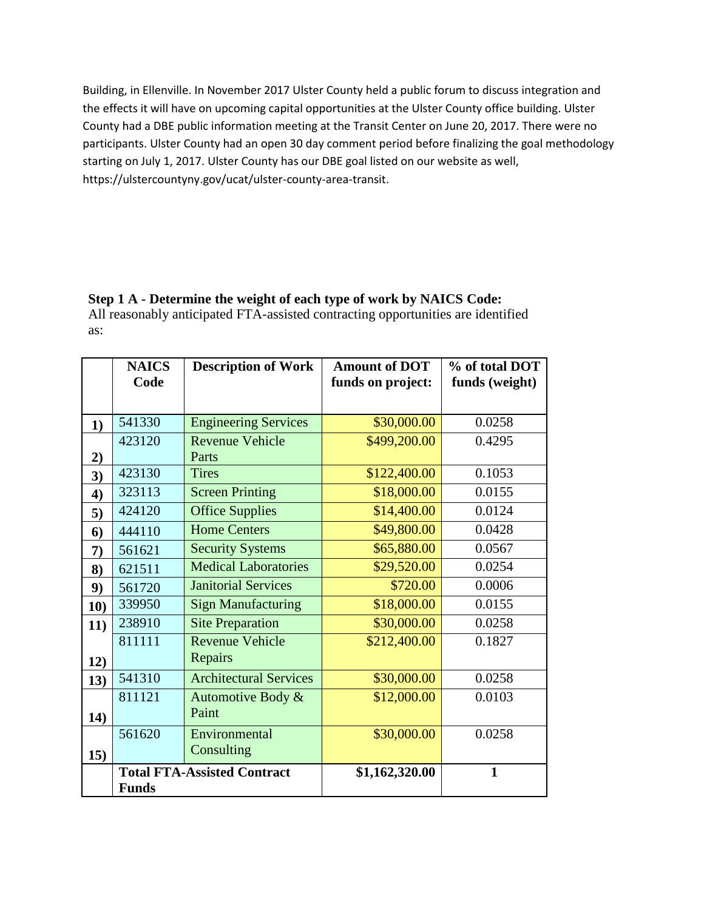Building, in Ellenville. In November 2017 Ulster County held a public forum to discuss integration and the effects it will have on upcoming capital opportunities at the Ulster County office building. Ulster County had a DBE public information meeting at the Transit Center on June 20, 2017. There were no participants. Ulster County had an open 30 day comment period before finalizing the goal methodology starting on July 1, 2017. Ulster County has our DBE goal listed on our website as well, https://ulstercountyny.gov/ucat/ulster-county-area-transit.

**Step 1 A - Determine the weight of each type of work by NAICS Code:**
All reasonably anticipated FTA-assisted contracting opportunities are identified as:

| | NAICS Code | Description of Work | Amount of DOT funds on project: | % of total DOT funds (weight) |
|---|---|---|---|---|
| 1) | 541330 | Engineering Services | $30,000.00 | 0.0258 |
| 2) | 423120 | Revenue Vehicle Parts | $499,200.00 | 0.4295 |
| 3) | 423130 | Tires | $122,400.00 | 0.1053 |
| 4) | 323113 | Screen Printing | $18,000.00 | 0.0155 |
| 5) | 424120 | Office Supplies | $14,400.00 | 0.0124 |
| 6) | 444110 | Home Centers | $49,800.00 | 0.0428 |
| 7) | 561621 | Security Systems | $65,880.00 | 0.0567 |
| 8) | 621511 | Medical Laboratories | $29,520.00 | 0.0254 |
| 9) | 561720 | Janitorial Services | $720.00 | 0.0006 |
| 10) | 339950 | Sign Manufacturing | $18,000.00 | 0.0155 |
| 11) | 238910 | Site Preparation | $30,000.00 | 0.0258 |
| 12) | 811111 | Revenue Vehicle Repairs | $212,400.00 | 0.1827 |
| 13) | 541310 | Architectural Services | $30,000.00 | 0.0258 |
| 14) | 811121 | Automotive Body & Paint | $12,000.00 | 0.0103 |
| 15) | 561620 | Environmental Consulting | $30,000.00 | 0.0258 |
| | **Total FTA-Assisted Contract Funds** | | **$1,162,320.00** | **1** |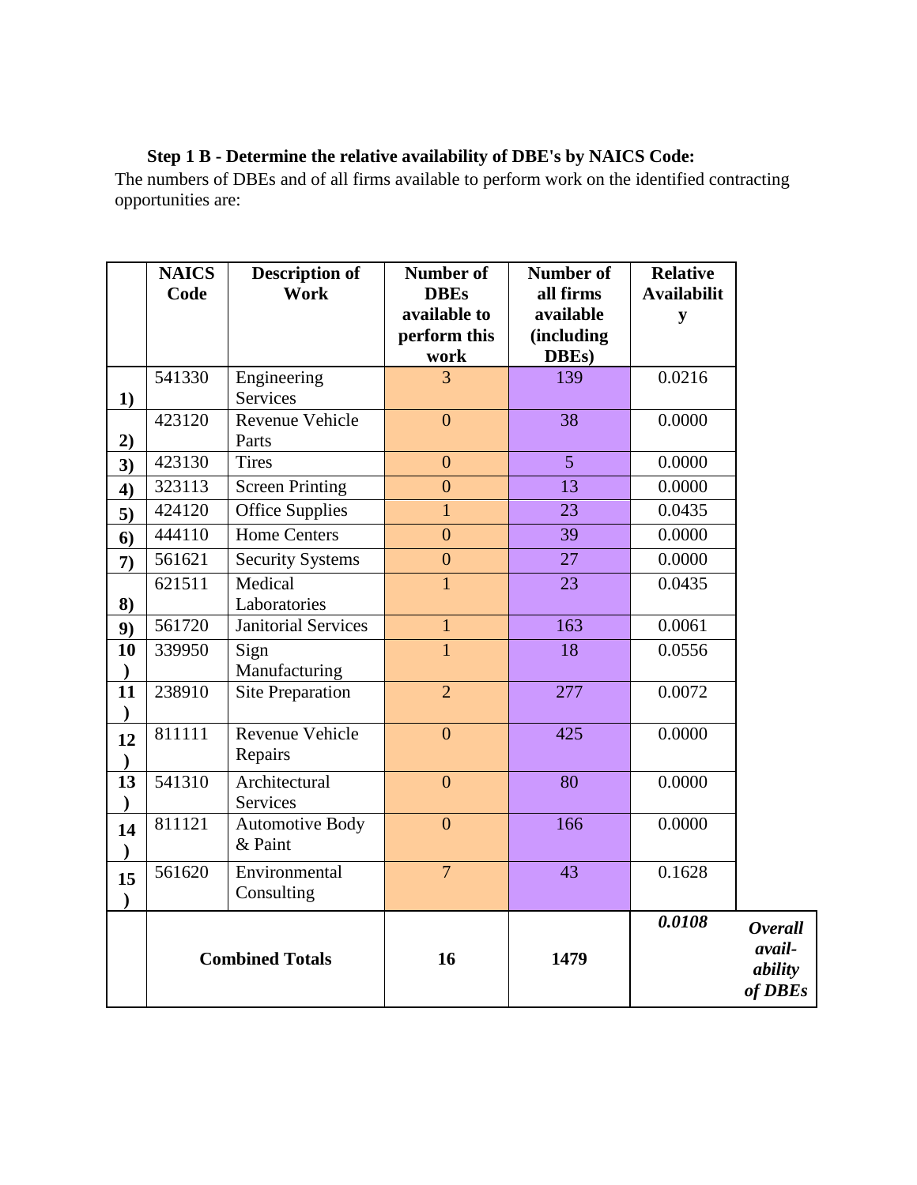**Step 1 B - Determine the relative availability of DBE's by NAICS Code:**

The numbers of DBEs and of all firms available to perform work on the identified contracting opportunities are:

| | NAICS Code | Description of Work | Number of DBEs available to perform this work | Number of all firms available (including DBEs) | Relative Availability | |
|---|---|---|---|---|---|---|
| 1) | 541330 | Engineering Services | 3 | 139 | 0.0216 | |
| 2) | 423120 | Revenue Vehicle Parts | 0 | 38 | 0.0000 | |
| 3) | 423130 | Tires | 0 | 5 | 0.0000 | |
| 4) | 323113 | Screen Printing | 0 | 13 | 0.0000 | |
| 5) | 424120 | Office Supplies | 1 | 23 | 0.0435 | |
| 6) | 444110 | Home Centers | 0 | 39 | 0.0000 | |
| 7) | 561621 | Security Systems | 0 | 27 | 0.0000 | |
| 8) | 621511 | Medical Laboratories | 1 | 23 | 0.0435 | |
| 9) | 561720 | Janitorial Services | 1 | 163 | 0.0061 | |
| 10) | 339950 | Sign Manufacturing | 1 | 18 | 0.0556 | |
| 11) | 238910 | Site Preparation | 2 | 277 | 0.0072 | |
| 12) | 811111 | Revenue Vehicle Repairs | 0 | 425 | 0.0000 | |
| 13) | 541310 | Architectural Services | 0 | 80 | 0.0000 | |
| 14) | 811121 | Automotive Body & Paint | 0 | 166 | 0.0000 | |
| 15) | 561620 | Environmental Consulting | 7 | 43 | 0.1628 | |
| | **Combined Totals** | | **16** | **1479** | ***0.0108*** | ***Overall availability of DBEs*** |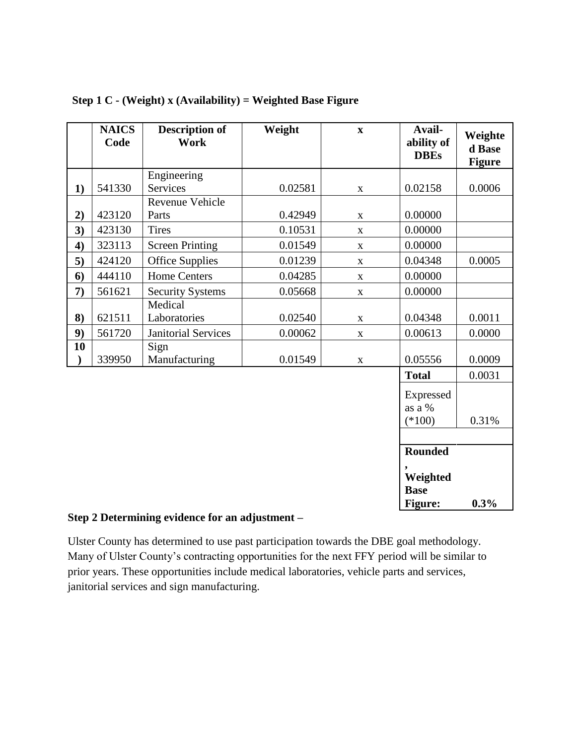**Step 1 C - (Weight) x (Availability) = Weighted Base Figure**

| | NAICS Code | Description of Work | Weight | x | Avail-ability of DBEs | Weighted Base Figure |
|---|---|---|---|---|---|---|
| 1) | 541330 | Engineering Services | 0.02581 | x | 0.02158 | 0.0006 |
| 2) | 423120 | Revenue Vehicle Parts | 0.42949 | x | 0.00000 | |
| 3) | 423130 | Tires | 0.10531 | x | 0.00000 | |
| 4) | 323113 | Screen Printing | 0.01549 | x | 0.00000 | |
| 5) | 424120 | Office Supplies | 0.01239 | x | 0.04348 | 0.0005 |
| 6) | 444110 | Home Centers | 0.04285 | x | 0.00000 | |
| 7) | 561621 | Security Systems | 0.05668 | x | 0.00000 | |
| 8) | 621511 | Medical Laboratories | 0.02540 | x | 0.04348 | 0.0011 |
| 9) | 561720 | Janitorial Services | 0.00062 | x | 0.00613 | 0.0000 |
| 10) | 339950 | Sign Manufacturing | 0.01549 | x | 0.05556 | 0.0009 |
| | | | | | **Total** | 0.0031 |
| | | | | | Expressed as a % (*100) | 0.31% |
| | | | | | **Rounded, Weighted Base Figure:** | **0.3%** |

**Step 2 Determining evidence for an adjustment –**

Ulster County has determined to use past participation towards the DBE goal methodology. Many of Ulster County's contracting opportunities for the next FFY period will be similar to prior years. These opportunities include medical laboratories, vehicle parts and services, janitorial services and sign manufacturing.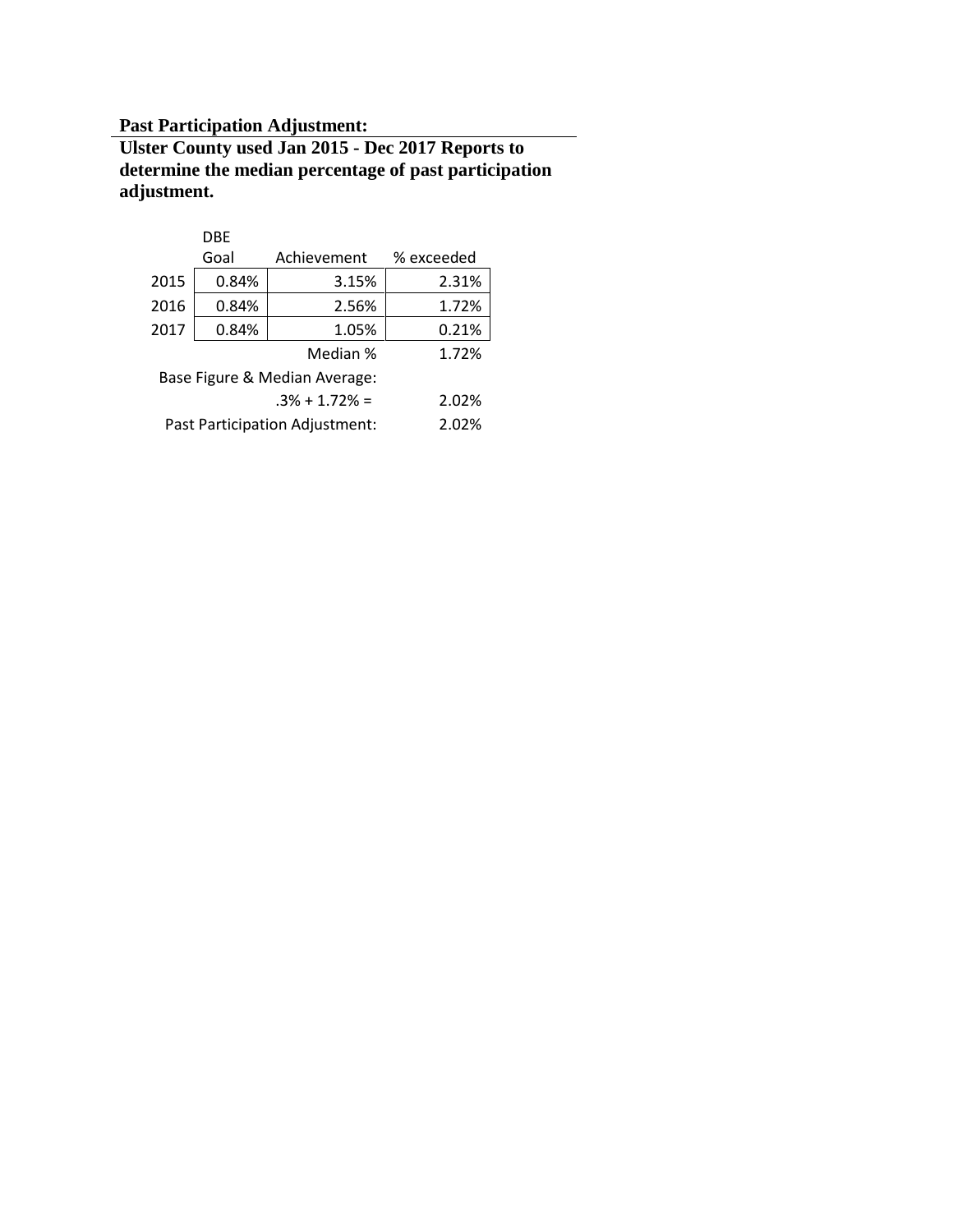**Past Participation Adjustment:**

**Ulster County used Jan 2015 - Dec 2017 Reports to determine the median percentage of past participation adjustment.**

| | DBE Goal | Achievement | % exceeded |
|---|---|---|---|
| 2015 | 0.84% | 3.15% | 2.31% |
| 2016 | 0.84% | 2.56% | 1.72% |
| 2017 | 0.84% | 1.05% | 0.21% |
| | | Median % | 1.72% |
| | Base Figure & Median Average: | | |
| | | .3% + 1.72% = | 2.02% |
| | Past Participation Adjustment: | | 2.02% |